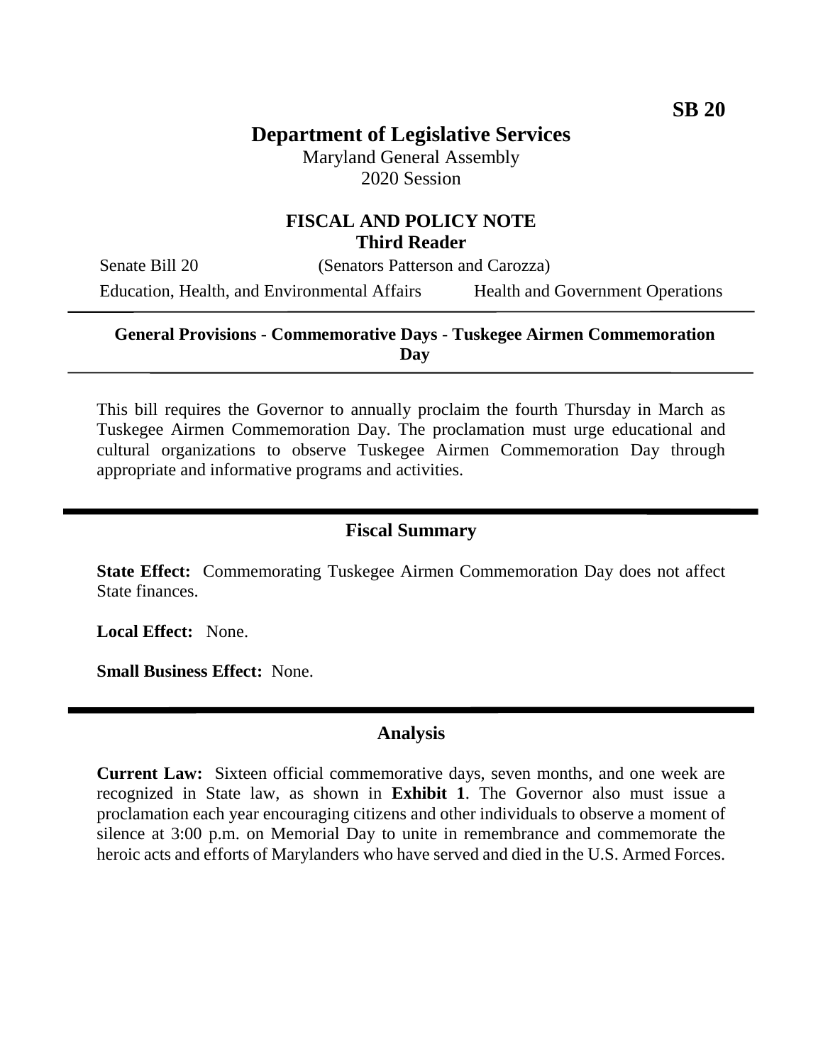SB 20

# Department of Legislative Services

Maryland General Assembly
2020 Session

## FISCAL AND POLICY NOTE
**Third Reader**

Senate Bill 20 (Senators Patterson and Carozza)

Education, Health, and Environmental Affairs — Health and Government Operations

---

**General Provisions - Commemorative Days - Tuskegee Airmen Commemoration Day**

---

This bill requires the Governor to annually proclaim the fourth Thursday in March as Tuskegee Airmen Commemoration Day. The proclamation must urge educational and cultural organizations to observe Tuskegee Airmen Commemoration Day through appropriate and informative programs and activities.

## Fiscal Summary

**State Effect:** Commemorating Tuskegee Airmen Commemoration Day does not affect State finances.

**Local Effect:** None.

**Small Business Effect:** None.

## Analysis

**Current Law:** Sixteen official commemorative days, seven months, and one week are recognized in State law, as shown in **Exhibit 1**. The Governor also must issue a proclamation each year encouraging citizens and other individuals to observe a moment of silence at 3:00 p.m. on Memorial Day to unite in remembrance and commemorate the heroic acts and efforts of Marylanders who have served and died in the U.S. Armed Forces.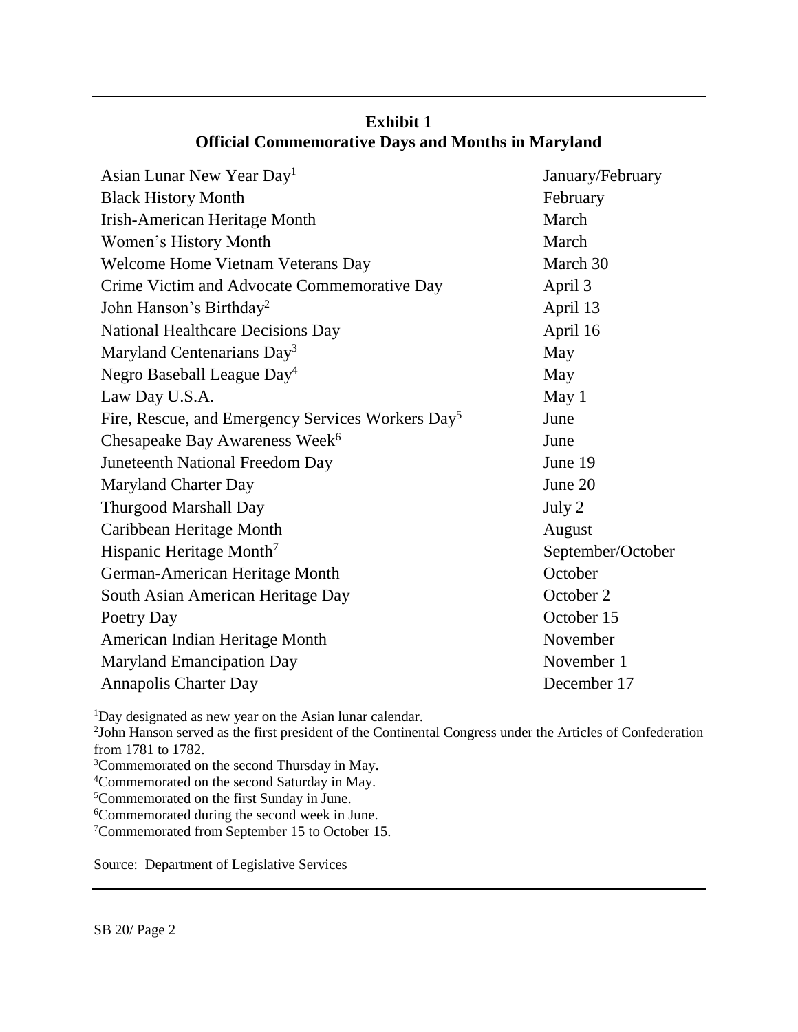**Exhibit 1**
**Official Commemorative Days and Months in Maryland**

| | |
|---|---|
| Asian Lunar New Year Day[1] | January/February |
| Black History Month | February |
| Irish-American Heritage Month | March |
| Women's History Month | March |
| Welcome Home Vietnam Veterans Day | March 30 |
| Crime Victim and Advocate Commemorative Day | April 3 |
| John Hanson's Birthday[2] | April 13 |
| National Healthcare Decisions Day | April 16 |
| Maryland Centenarians Day[3] | May |
| Negro Baseball League Day[4] | May |
| Law Day U.S.A. | May 1 |
| Fire, Rescue, and Emergency Services Workers Day[5] | June |
| Chesapeake Bay Awareness Week[6] | June |
| Juneteenth National Freedom Day | June 19 |
| Maryland Charter Day | June 20 |
| Thurgood Marshall Day | July 2 |
| Caribbean Heritage Month | August |
| Hispanic Heritage Month[7] | September/October |
| German-American Heritage Month | October |
| South Asian American Heritage Day | October 2 |
| Poetry Day | October 15 |
| American Indian Heritage Month | November |
| Maryland Emancipation Day | November 1 |
| Annapolis Charter Day | December 17 |

[1]Day designated as new year on the Asian lunar calendar.
[2]John Hanson served as the first president of the Continental Congress under the Articles of Confederation from 1781 to 1782.
[3]Commemorated on the second Thursday in May.
[4]Commemorated on the second Saturday in May.
[5]Commemorated on the first Sunday in June.
[6]Commemorated during the second week in June.
[7]Commemorated from September 15 to October 15.

Source: Department of Legislative Services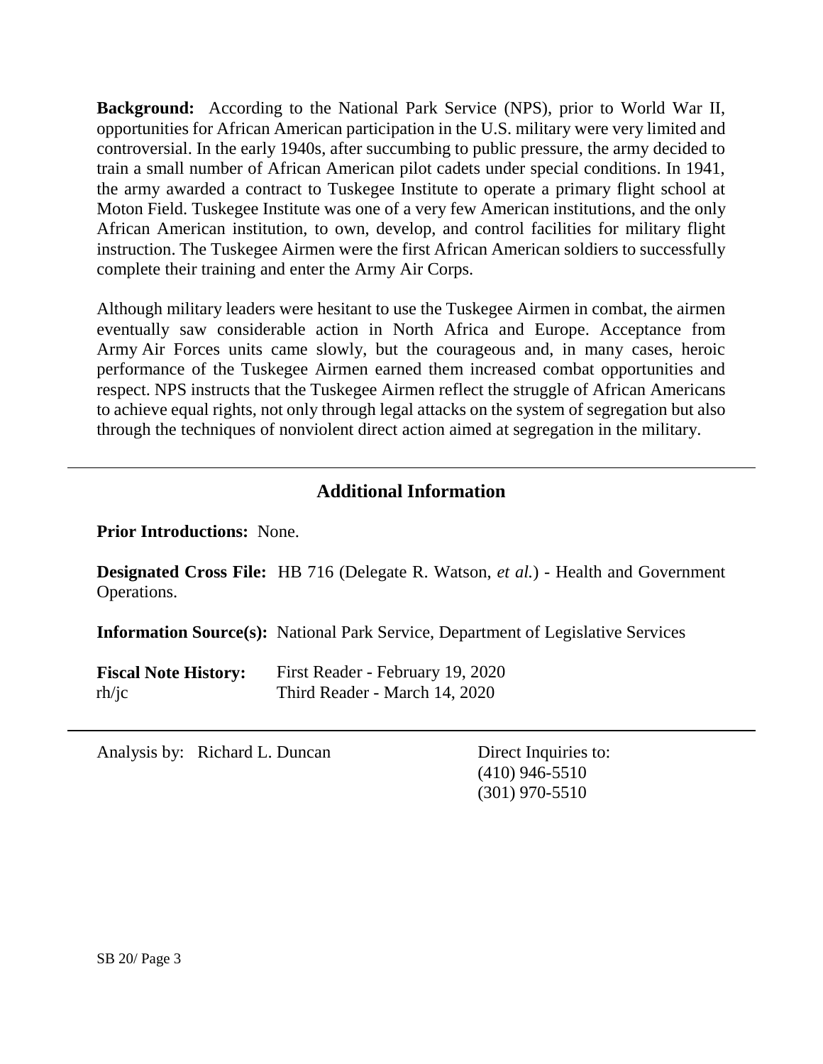**Background:** According to the National Park Service (NPS), prior to World War II, opportunities for African American participation in the U.S. military were very limited and controversial. In the early 1940s, after succumbing to public pressure, the army decided to train a small number of African American pilot cadets under special conditions. In 1941, the army awarded a contract to Tuskegee Institute to operate a primary flight school at Moton Field. Tuskegee Institute was one of a very few American institutions, and the only African American institution, to own, develop, and control facilities for military flight instruction. The Tuskegee Airmen were the first African American soldiers to successfully complete their training and enter the Army Air Corps.

Although military leaders were hesitant to use the Tuskegee Airmen in combat, the airmen eventually saw considerable action in North Africa and Europe. Acceptance from Army Air Forces units came slowly, but the courageous and, in many cases, heroic performance of the Tuskegee Airmen earned them increased combat opportunities and respect. NPS instructs that the Tuskegee Airmen reflect the struggle of African Americans to achieve equal rights, not only through legal attacks on the system of segregation but also through the techniques of nonviolent direct action aimed at segregation in the military.

---

## Additional Information

**Prior Introductions:** None.

**Designated Cross File:** HB 716 (Delegate R. Watson, *et al.*) - Health and Government Operations.

**Information Source(s):** National Park Service, Department of Legislative Services

**Fiscal Note History:** First Reader - February 19, 2020
rh/jc Third Reader - March 14, 2020

---

Analysis by: Richard L. Duncan

Direct Inquiries to:
(410) 946-5510
(301) 970-5510